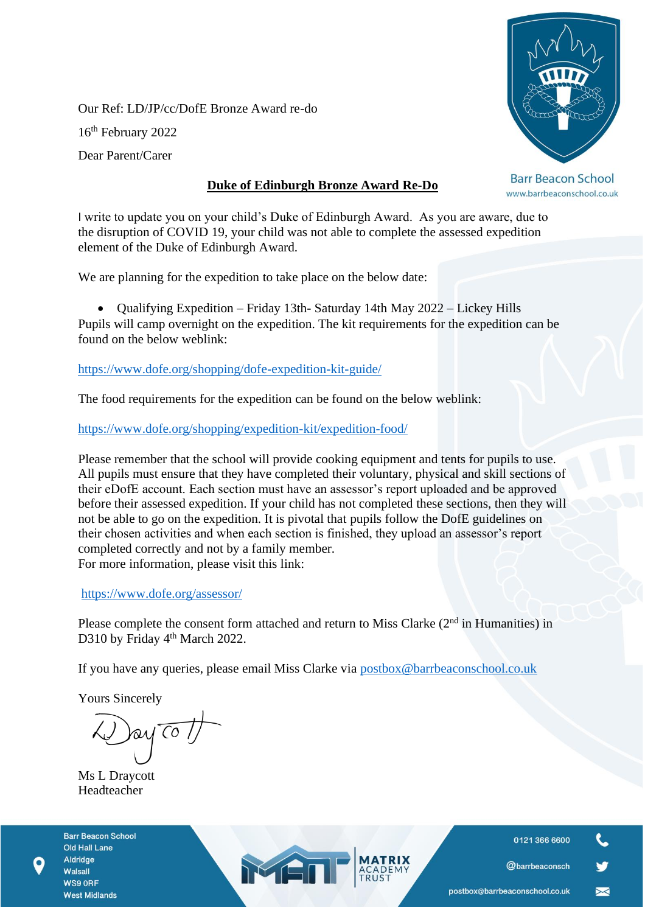Our Ref: LD/JP/cc/DofE Bronze Award re-do

16th February 2022

Dear Parent/Carer

Barr Beacon School
www.barrbeaconschool.co.uk

**Duke of Edinburgh Bronze Award Re-Do**

I write to update you on your child's Duke of Edinburgh Award. As you are aware, due to the disruption of COVID 19, your child was not able to complete the assessed expedition element of the Duke of Edinburgh Award.

We are planning for the expedition to take place on the below date:

- Qualifying Expedition – Friday 13th- Saturday 14th May 2022 – Lickey Hills

Pupils will camp overnight on the expedition. The kit requirements for the expedition can be found on the below weblink:

https://www.dofe.org/shopping/dofe-expedition-kit-guide/

The food requirements for the expedition can be found on the below weblink:

https://www.dofe.org/shopping/expedition-kit/expedition-food/

Please remember that the school will provide cooking equipment and tents for pupils to use. All pupils must ensure that they have completed their voluntary, physical and skill sections of their eDofE account. Each section must have an assessor's report uploaded and be approved before their assessed expedition. If your child has not completed these sections, then they will not be able to go on the expedition. It is pivotal that pupils follow the DofE guidelines on their chosen activities and when each section is finished, they upload an assessor's report completed correctly and not by a family member.
For more information, please visit this link:

https://www.dofe.org/assessor/

Please complete the consent form attached and return to Miss Clarke (2nd in Humanities) in D310 by Friday 4th March 2022.

If you have any queries, please email Miss Clarke via postbox@barrbeaconschool.co.uk

Yours Sincerely

Ms L Draycott
Headteacher

Barr Beacon School
Old Hall Lane
Aldridge
Walsall
WS9 0RF
West Midlands

MATRIX ACADEMY TRUST

0121 366 6600
@barrbeaconsch
postbox@barrbeaconschool.co.uk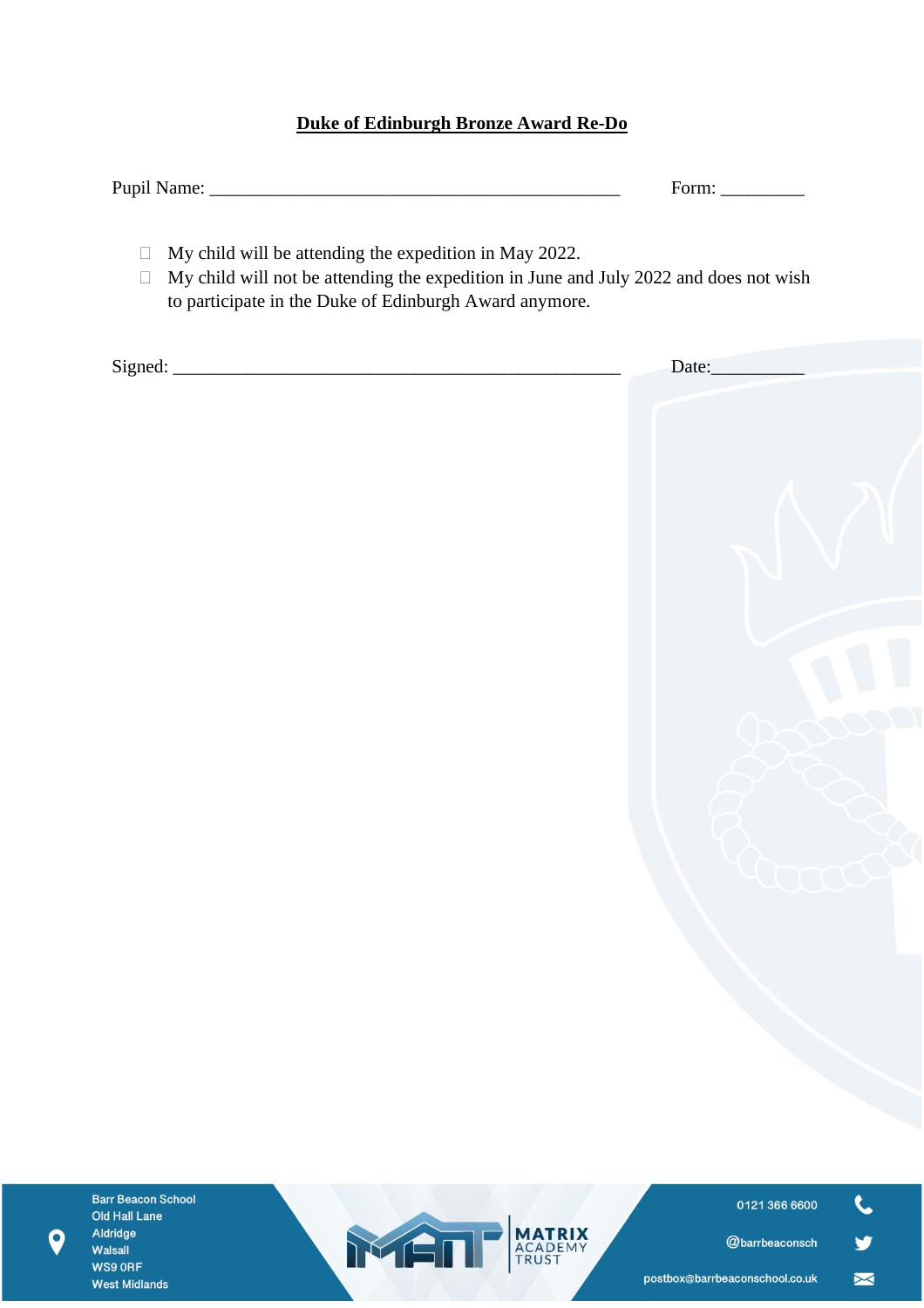**<u>Duke of Edinburgh Bronze Award Re-Do</u>**

Pupil Name: ______________________________________________ Form: _________

- ☐ My child will be attending the expedition in May 2022.
- ☐ My child will not be attending the expedition in June and July 2022 and does not wish to participate in the Duke of Edinburgh Award anymore.

Signed: __________________________________________________ Date:__________

Barr Beacon School
Old Hall Lane
Aldridge
Walsall
WS9 0RF
West Midlands

MATRIX ACADEMY TRUST

0121 366 6600

@barrbeaconsch

postbox@barrbeaconschool.co.uk